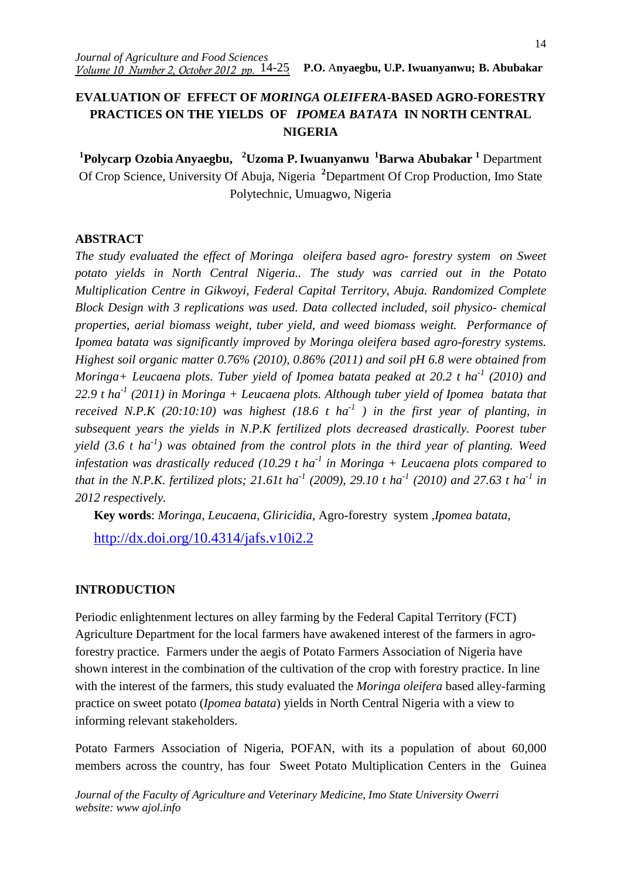# EVALUATION OF EFFECT OF *MORINGA OLEIFERA*-BASED AGRO-FORESTRY PRACTICES ON THE YIELDS OF *IPOMEA BATATA* IN NORTH CENTRAL NIGERIA

**[1]Polycarp Ozobia Anyaegbu, [2]Uzoma P. Iwuanyanwu [1]Barwa Abubakar** [1] Department Of Crop Science, University Of Abuja, Nigeria [2]Department Of Crop Production, Imo State Polytechnic, Umuagwo, Nigeria

## ABSTRACT

*The study evaluated the effect of Moringa oleifera based agro- forestry system on Sweet potato yields in North Central Nigeria.. The study was carried out in the Potato Multiplication Centre in Gikwoyi, Federal Capital Territory, Abuja. Randomized Complete Block Design with 3 replications was used. Data collected included, soil physico- chemical properties, aerial biomass weight, tuber yield, and weed biomass weight. Performance of Ipomea batata was significantly improved by Moringa oleifera based agro-forestry systems. Highest soil organic matter 0.76% (2010), 0.86% (2011) and soil pH 6.8 were obtained from Moringa+ Leucaena plots. Tuber yield of Ipomea batata peaked at 20.2 t $ha^{-1}$ (2010) and 22.9 t $ha^{-1}$ (2011) in Moringa + Leucaena plots. Although tuber yield of Ipomea batata that received N.P.K (20:10:10) was highest (18.6 t $ha^{-1}$ ) in the first year of planting, in subsequent years the yields in N.P.K fertilized plots decreased drastically. Poorest tuber yield (3.6 t $ha^{-1}$) was obtained from the control plots in the third year of planting. Weed infestation was drastically reduced (10.29 t $ha^{-1}$ in Moringa + Leucaena plots compared to that in the N.P.K. fertilized plots; 21.61t $ha^{-1}$ (2009), 29.10 t $ha^{-1}$ (2010) and 27.63 t $ha^{-1}$ in 2012 respectively.*

**Key words**: *Moringa, Leucaena, Gliricidia*, Agro-forestry system ,*Ipomea batata*,

http://dx.doi.org/10.4314/jafs.v10i2.2

## INTRODUCTION

Periodic enlightenment lectures on alley farming by the Federal Capital Territory (FCT) Agriculture Department for the local farmers have awakened interest of the farmers in agro-forestry practice. Farmers under the aegis of Potato Farmers Association of Nigeria have shown interest in the combination of the cultivation of the crop with forestry practice. In line with the interest of the farmers, this study evaluated the *Moringa oleifera* based alley-farming practice on sweet potato (*Ipomea batata*) yields in North Central Nigeria with a view to informing relevant stakeholders.

Potato Farmers Association of Nigeria, POFAN, with its a population of about 60,000 members across the country, has four Sweet Potato Multiplication Centers in the Guinea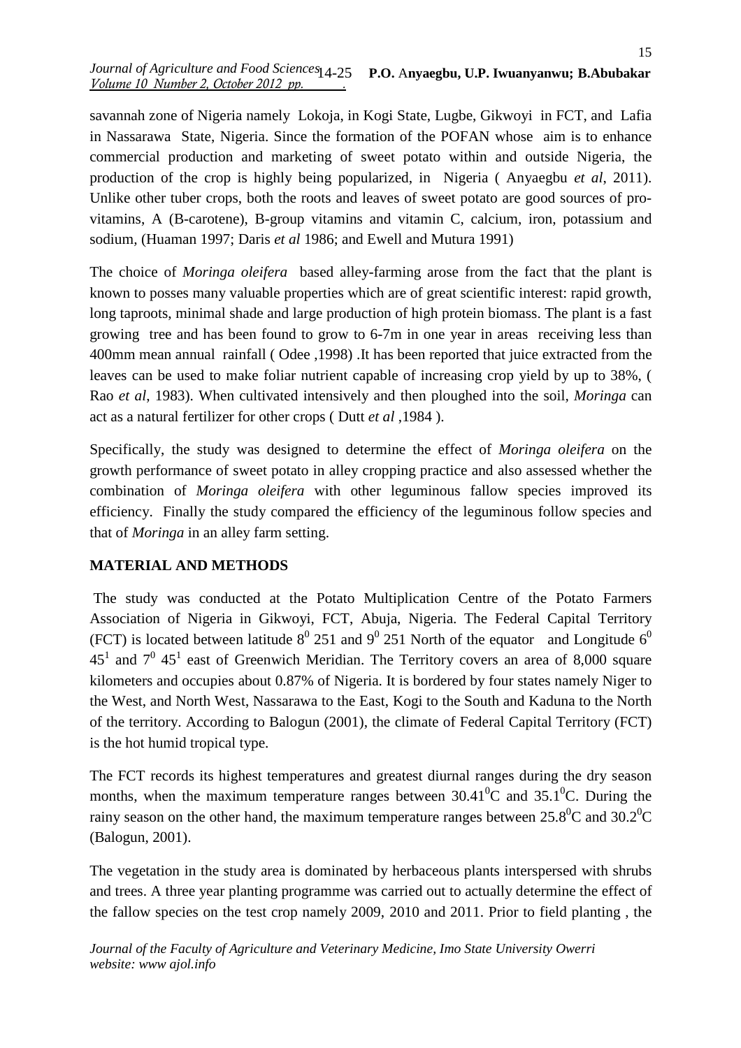savannah zone of Nigeria namely Lokoja, in Kogi State, Lugbe, Gikwoyi in FCT, and Lafia in Nassarawa State, Nigeria. Since the formation of the POFAN whose aim is to enhance commercial production and marketing of sweet potato within and outside Nigeria, the production of the crop is highly being popularized, in Nigeria ( Anyaegbu *et al*, 2011). Unlike other tuber crops, both the roots and leaves of sweet potato are good sources of pro-vitamins, A (B-carotene), B-group vitamins and vitamin C, calcium, iron, potassium and sodium, (Huaman 1997; Daris *et al* 1986; and Ewell and Mutura 1991)

The choice of *Moringa oleifera* based alley-farming arose from the fact that the plant is known to posses many valuable properties which are of great scientific interest: rapid growth, long taproots, minimal shade and large production of high protein biomass. The plant is a fast growing tree and has been found to grow to 6-7m in one year in areas receiving less than 400mm mean annual rainfall ( Odee ,1998) .It has been reported that juice extracted from the leaves can be used to make foliar nutrient capable of increasing crop yield by up to 38%, ( Rao *et al*, 1983). When cultivated intensively and then ploughed into the soil, *Moringa* can act as a natural fertilizer for other crops ( Dutt *et al* ,1984 ).

Specifically, the study was designed to determine the effect of *Moringa oleifera* on the growth performance of sweet potato in alley cropping practice and also assessed whether the combination of *Moringa oleifera* with other leguminous fallow species improved its efficiency. Finally the study compared the efficiency of the leguminous follow species and that of *Moringa* in an alley farm setting.

## MATERIAL AND METHODS

The study was conducted at the Potato Multiplication Centre of the Potato Farmers Association of Nigeria in Gikwoyi, FCT, Abuja, Nigeria. The Federal Capital Territory (FCT) is located between latitude $8^0$ 251 and $9^0$ 251 North of the equator and Longitude $6^0$ $45^1$ and $7^0$ $45^1$ east of Greenwich Meridian. The Territory covers an area of 8,000 square kilometers and occupies about 0.87% of Nigeria. It is bordered by four states namely Niger to the West, and North West, Nassarawa to the East, Kogi to the South and Kaduna to the North of the territory. According to Balogun (2001), the climate of Federal Capital Territory (FCT) is the hot humid tropical type.

The FCT records its highest temperatures and greatest diurnal ranges during the dry season months, when the maximum temperature ranges between $30.41^0$C and $35.1^0$C. During the rainy season on the other hand, the maximum temperature ranges between $25.8^0$C and $30.2^0$C (Balogun, 2001).

The vegetation in the study area is dominated by herbaceous plants interspersed with shrubs and trees. A three year planting programme was carried out to actually determine the effect of the fallow species on the test crop namely 2009, 2010 and 2011. Prior to field planting , the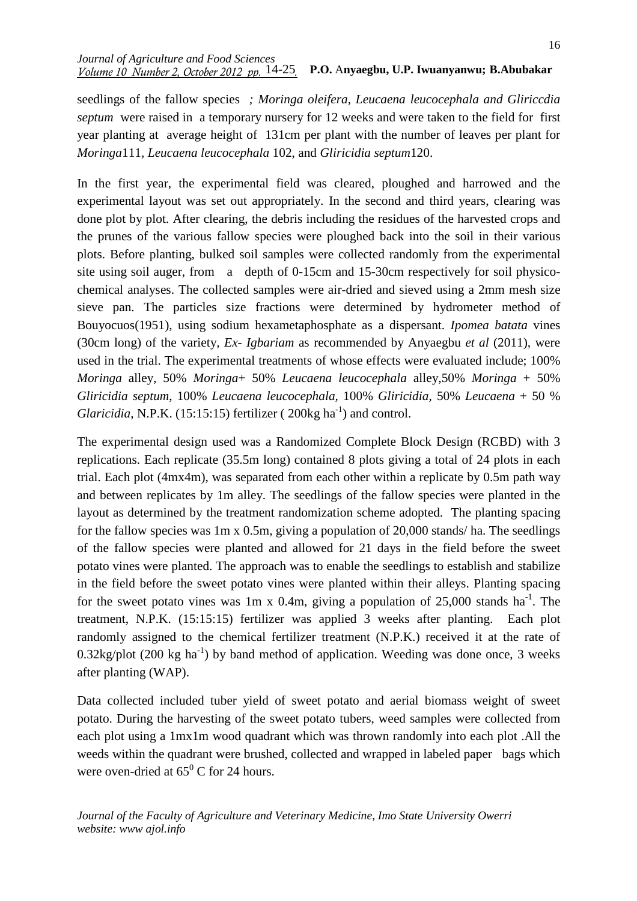seedlings of the fallow species *; Moringa oleifera, Leucaena leucocephala and Gliriccdia septum* were raised in a temporary nursery for 12 weeks and were taken to the field for first year planting at average height of 131cm per plant with the number of leaves per plant for *Moringa*111, *Leucaena leucocephala* 102, and *Gliricidia septum*120.

In the first year, the experimental field was cleared, ploughed and harrowed and the experimental layout was set out appropriately. In the second and third years, clearing was done plot by plot. After clearing, the debris including the residues of the harvested crops and the prunes of the various fallow species were ploughed back into the soil in their various plots. Before planting, bulked soil samples were collected randomly from the experimental site using soil auger, from a depth of 0-15cm and 15-30cm respectively for soil physico-chemical analyses. The collected samples were air-dried and sieved using a 2mm mesh size sieve pan. The particles size fractions were determined by hydrometer method of Bouyocuos(1951), using sodium hexametaphosphate as a dispersant. *Ipomea batata* vines (30cm long) of the variety, *Ex- Igbariam* as recommended by Anyaegbu *et al* (2011), were used in the trial. The experimental treatments of whose effects were evaluated include; 100% *Moringa* alley, 50% *Moringa*+ 50% *Leucaena leucocephala* alley,50% *Moringa* + 50% *Gliricidia septum*, 100% *Leucaena leucocephala*, 100% *Gliricidia*, 50% *Leucaena* + 50 % *Glaricidia*, N.P.K. (15:15:15) fertilizer ( 200kg $ha^{-1}$) and control.

The experimental design used was a Randomized Complete Block Design (RCBD) with 3 replications. Each replicate (35.5m long) contained 8 plots giving a total of 24 plots in each trial. Each plot (4mx4m), was separated from each other within a replicate by 0.5m path way and between replicates by 1m alley. The seedlings of the fallow species were planted in the layout as determined by the treatment randomization scheme adopted. The planting spacing for the fallow species was 1m x 0.5m, giving a population of 20,000 stands/ ha. The seedlings of the fallow species were planted and allowed for 21 days in the field before the sweet potato vines were planted. The approach was to enable the seedlings to establish and stabilize in the field before the sweet potato vines were planted within their alleys. Planting spacing for the sweet potato vines was 1m x 0.4m, giving a population of 25,000 stands $ha^{-1}$. The treatment, N.P.K. (15:15:15) fertilizer was applied 3 weeks after planting. Each plot randomly assigned to the chemical fertilizer treatment (N.P.K.) received it at the rate of 0.32kg/plot (200 kg $ha^{-1}$) by band method of application. Weeding was done once, 3 weeks after planting (WAP).

Data collected included tuber yield of sweet potato and aerial biomass weight of sweet potato. During the harvesting of the sweet potato tubers, weed samples were collected from each plot using a 1mx1m wood quadrant which was thrown randomly into each plot .All the weeds within the quadrant were brushed, collected and wrapped in labeled paper bags which were oven-dried at $65^0$ C for 24 hours.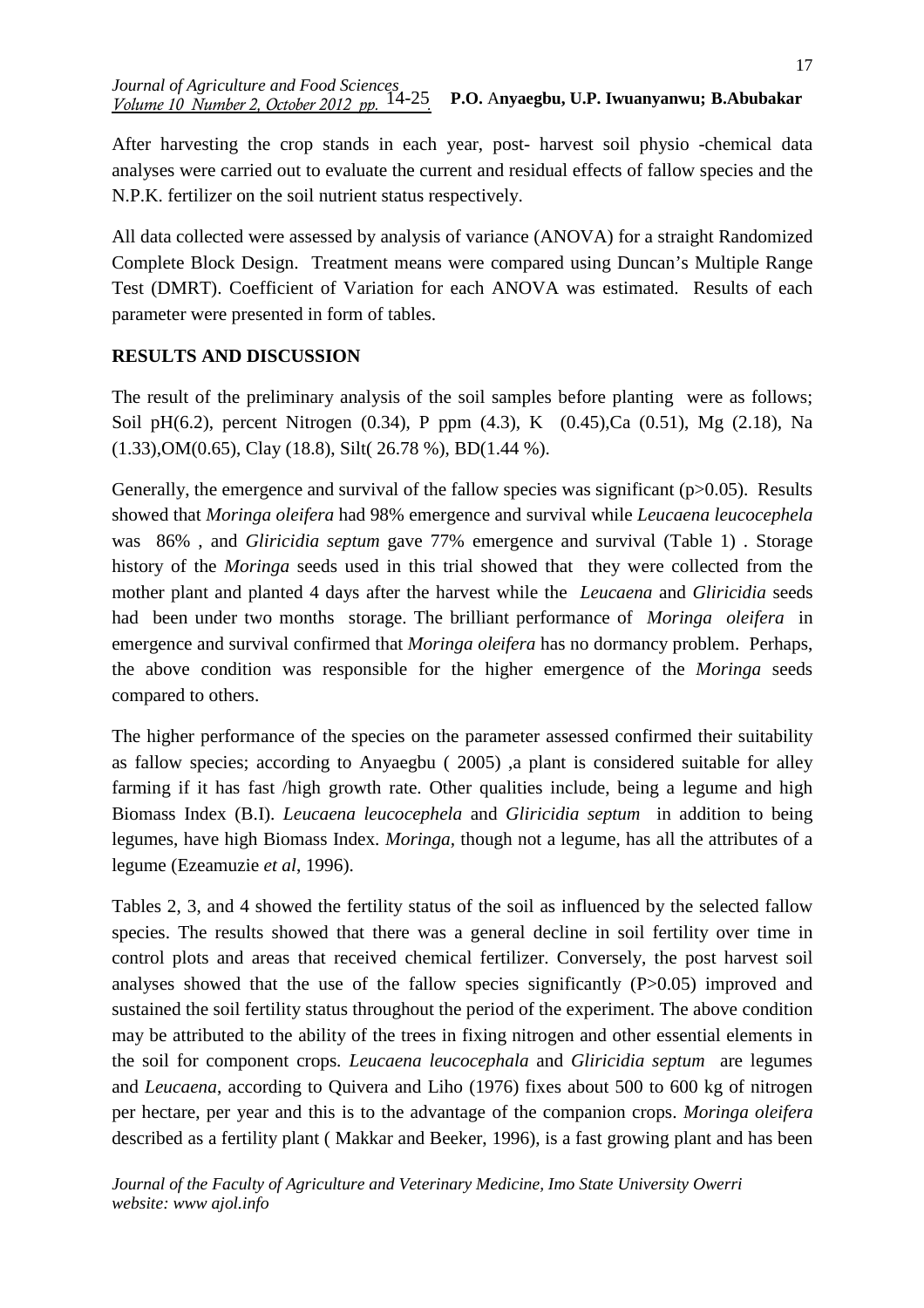After harvesting the crop stands in each year, post- harvest soil physio -chemical data analyses were carried out to evaluate the current and residual effects of fallow species and the N.P.K. fertilizer on the soil nutrient status respectively.

All data collected were assessed by analysis of variance (ANOVA) for a straight Randomized Complete Block Design. Treatment means were compared using Duncan's Multiple Range Test (DMRT). Coefficient of Variation for each ANOVA was estimated. Results of each parameter were presented in form of tables.

## RESULTS AND DISCUSSION

The result of the preliminary analysis of the soil samples before planting were as follows; Soil pH(6.2), percent Nitrogen (0.34), P ppm (4.3), K (0.45),Ca (0.51), Mg (2.18), Na (1.33),OM(0.65), Clay (18.8), Silt( 26.78 %), BD(1.44 %).

Generally, the emergence and survival of the fallow species was significant ($p>0.05$). Results showed that *Moringa oleifera* had 98% emergence and survival while *Leucaena leucocephela* was 86% , and *Gliricidia septum* gave 77% emergence and survival (Table 1) . Storage history of the *Moringa* seeds used in this trial showed that they were collected from the mother plant and planted 4 days after the harvest while the *Leucaena* and *Gliricidia* seeds had been under two months storage. The brilliant performance of *Moringa oleifera* in emergence and survival confirmed that *Moringa oleifera* has no dormancy problem. Perhaps, the above condition was responsible for the higher emergence of the *Moringa* seeds compared to others.

The higher performance of the species on the parameter assessed confirmed their suitability as fallow species; according to Anyaegbu ( 2005) ,a plant is considered suitable for alley farming if it has fast /high growth rate. Other qualities include, being a legume and high Biomass Index (B.I). *Leucaena leucocephela* and *Gliricidia septum* in addition to being legumes, have high Biomass Index. *Moringa*, though not a legume, has all the attributes of a legume (Ezeamuzie *et al*, 1996).

Tables 2, 3, and 4 showed the fertility status of the soil as influenced by the selected fallow species. The results showed that there was a general decline in soil fertility over time in control plots and areas that received chemical fertilizer. Conversely, the post harvest soil analyses showed that the use of the fallow species significantly ($P>0.05$) improved and sustained the soil fertility status throughout the period of the experiment. The above condition may be attributed to the ability of the trees in fixing nitrogen and other essential elements in the soil for component crops. *Leucaena leucocephala* and *Gliricidia septum* are legumes and *Leucaena*, according to Quivera and Liho (1976) fixes about 500 to 600 kg of nitrogen per hectare, per year and this is to the advantage of the companion crops. *Moringa oleifera* described as a fertility plant ( Makkar and Beeker, 1996), is a fast growing plant and has been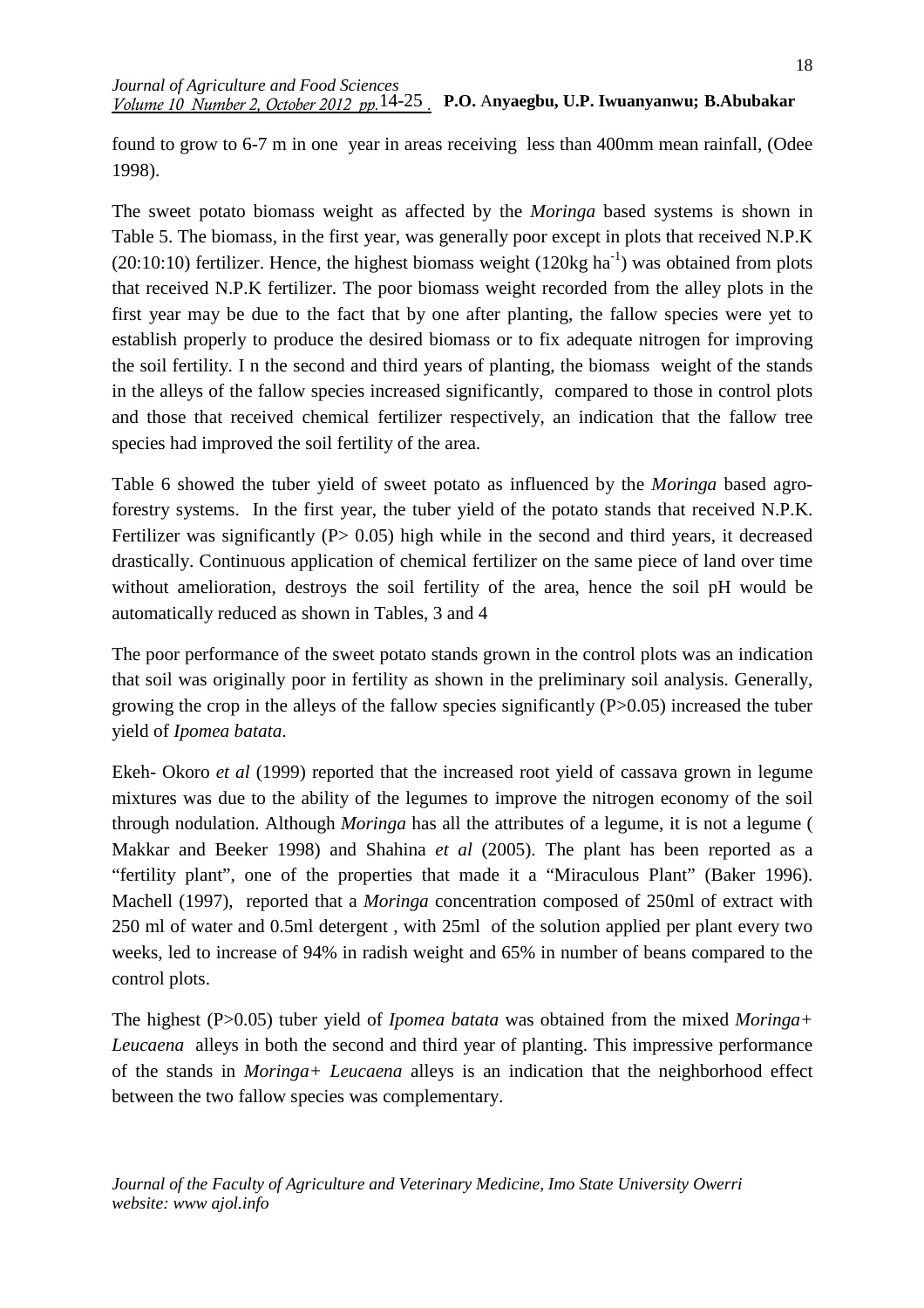found to grow to 6-7 m in one year in areas receiving less than 400mm mean rainfall, (Odee 1998).

The sweet potato biomass weight as affected by the *Moringa* based systems is shown in Table 5. The biomass, in the first year, was generally poor except in plots that received N.P.K (20:10:10) fertilizer. Hence, the highest biomass weight (120kg $ha^{-1}$) was obtained from plots that received N.P.K fertilizer. The poor biomass weight recorded from the alley plots in the first year may be due to the fact that by one after planting, the fallow species were yet to establish properly to produce the desired biomass or to fix adequate nitrogen for improving the soil fertility. I n the second and third years of planting, the biomass weight of the stands in the alleys of the fallow species increased significantly, compared to those in control plots and those that received chemical fertilizer respectively, an indication that the fallow tree species had improved the soil fertility of the area.

Table 6 showed the tuber yield of sweet potato as influenced by the *Moringa* based agro-forestry systems. In the first year, the tuber yield of the potato stands that received N.P.K. Fertilizer was significantly ($P > 0.05$) high while in the second and third years, it decreased drastically. Continuous application of chemical fertilizer on the same piece of land over time without amelioration, destroys the soil fertility of the area, hence the soil pH would be automatically reduced as shown in Tables, 3 and 4

The poor performance of the sweet potato stands grown in the control plots was an indication that soil was originally poor in fertility as shown in the preliminary soil analysis. Generally, growing the crop in the alleys of the fallow species significantly ($P>0.05$) increased the tuber yield of *Ipomea batata*.

Ekeh- Okoro *et al* (1999) reported that the increased root yield of cassava grown in legume mixtures was due to the ability of the legumes to improve the nitrogen economy of the soil through nodulation. Although *Moringa* has all the attributes of a legume, it is not a legume ( Makkar and Beeker 1998) and Shahina *et al* (2005). The plant has been reported as a "fertility plant", one of the properties that made it a "Miraculous Plant" (Baker 1996). Machell (1997), reported that a *Moringa* concentration composed of 250ml of extract with 250 ml of water and 0.5ml detergent , with 25ml of the solution applied per plant every two weeks, led to increase of 94% in radish weight and 65% in number of beans compared to the control plots.

The highest ($P>0.05$) tuber yield of *Ipomea batata* was obtained from the mixed *Moringa+ Leucaena* alleys in both the second and third year of planting. This impressive performance of the stands in *Moringa+ Leucaena* alleys is an indication that the neighborhood effect between the two fallow species was complementary.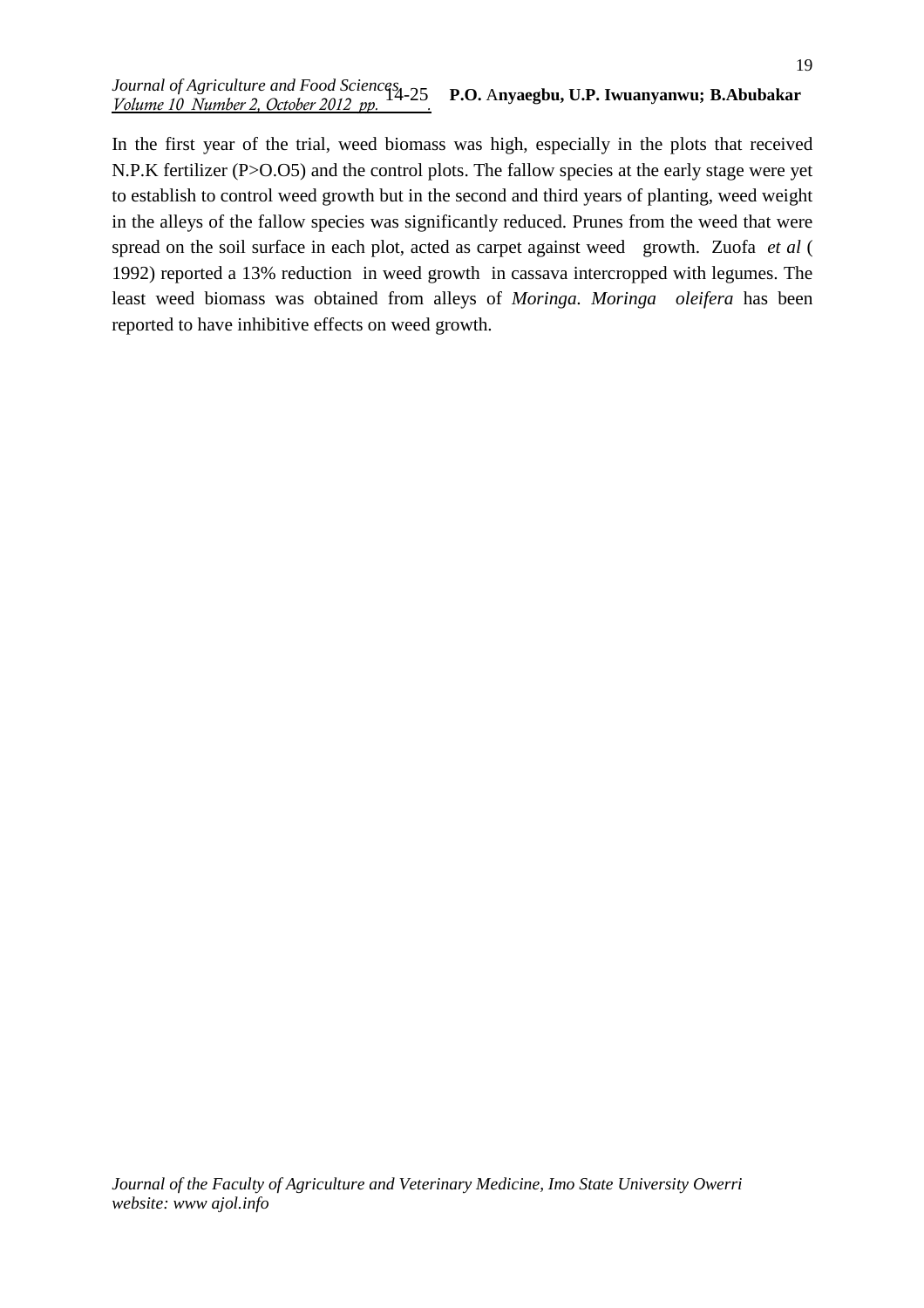In the first year of the trial, weed biomass was high, especially in the plots that received N.P.K fertilizer (P>O.O5) and the control plots. The fallow species at the early stage were yet to establish to control weed growth but in the second and third years of planting, weed weight in the alleys of the fallow species was significantly reduced. Prunes from the weed that were spread on the soil surface in each plot, acted as carpet against weed growth. Zuofa *et al* ( 1992) reported a 13% reduction in weed growth in cassava intercropped with legumes. The least weed biomass was obtained from alleys of *Moringa. Moringa oleifera* has been reported to have inhibitive effects on weed growth.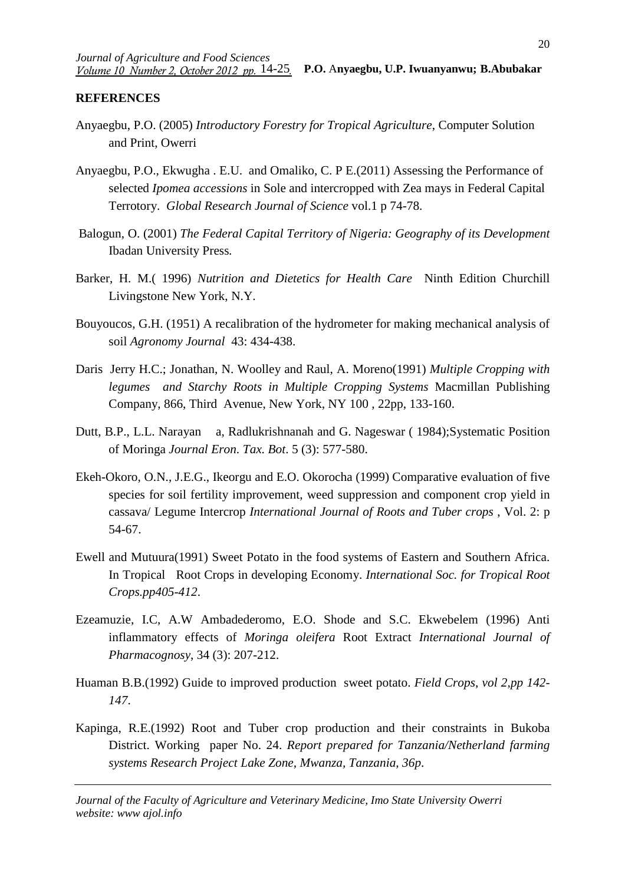## REFERENCES

Anyaegbu, P.O. (2005) *Introductory Forestry for Tropical Agriculture*, Computer Solution and Print, Owerri

Anyaegbu, P.O., Ekwugha . E.U. and Omaliko, C. P E.(2011) Assessing the Performance of selected *Ipomea accessions* in Sole and intercropped with Zea mays in Federal Capital Terrotory. *Global Research Journal of Science* vol.1 p 74-78.

Balogun, O. (2001) *The Federal Capital Territory of Nigeria: Geography of its Development* Ibadan University Press.

Barker, H. M.( 1996) *Nutrition and Dietetics for Health Care* Ninth Edition Churchill Livingstone New York, N.Y.

Bouyoucos, G.H. (1951) A recalibration of the hydrometer for making mechanical analysis of soil *Agronomy Journal* 43: 434-438.

Daris Jerry H.C.; Jonathan, N. Woolley and Raul, A. Moreno(1991) *Multiple Cropping with legumes and Starchy Roots in Multiple Cropping Systems* Macmillan Publishing Company, 866, Third Avenue, New York, NY 100 , 22pp, 133-160.

Dutt, B.P., L.L. Narayan a, Radlukrishnanah and G. Nageswar ( 1984);Systematic Position of Moringa *Journal Eron. Tax. Bot*. 5 (3): 577-580.

Ekeh-Okoro, O.N., J.E.G., Ikeorgu and E.O. Okorocha (1999) Comparative evaluation of five species for soil fertility improvement, weed suppression and component crop yield in cassava/ Legume Intercrop *International Journal of Roots and Tuber crops* , Vol. 2: p 54-67.

Ewell and Mutuura(1991) Sweet Potato in the food systems of Eastern and Southern Africa. In Tropical Root Crops in developing Economy. *International Soc. for Tropical Root Crops.pp405-412*.

Ezeamuzie, I.C, A.W Ambadederomo, E.O. Shode and S.C. Ekwebelem (1996) Anti inflammatory effects of *Moringa oleifera* Root Extract *International Journal of Pharmacognosy*, 34 (3): 207-212.

Huaman B.B.(1992) Guide to improved production sweet potato. *Field Crops, vol 2,pp 142-147*.

Kapinga, R.E.(1992) Root and Tuber crop production and their constraints in Bukoba District. Working paper No. 24. *Report prepared for Tanzania/Netherland farming systems Research Project Lake Zone, Mwanza, Tanzania, 36p*.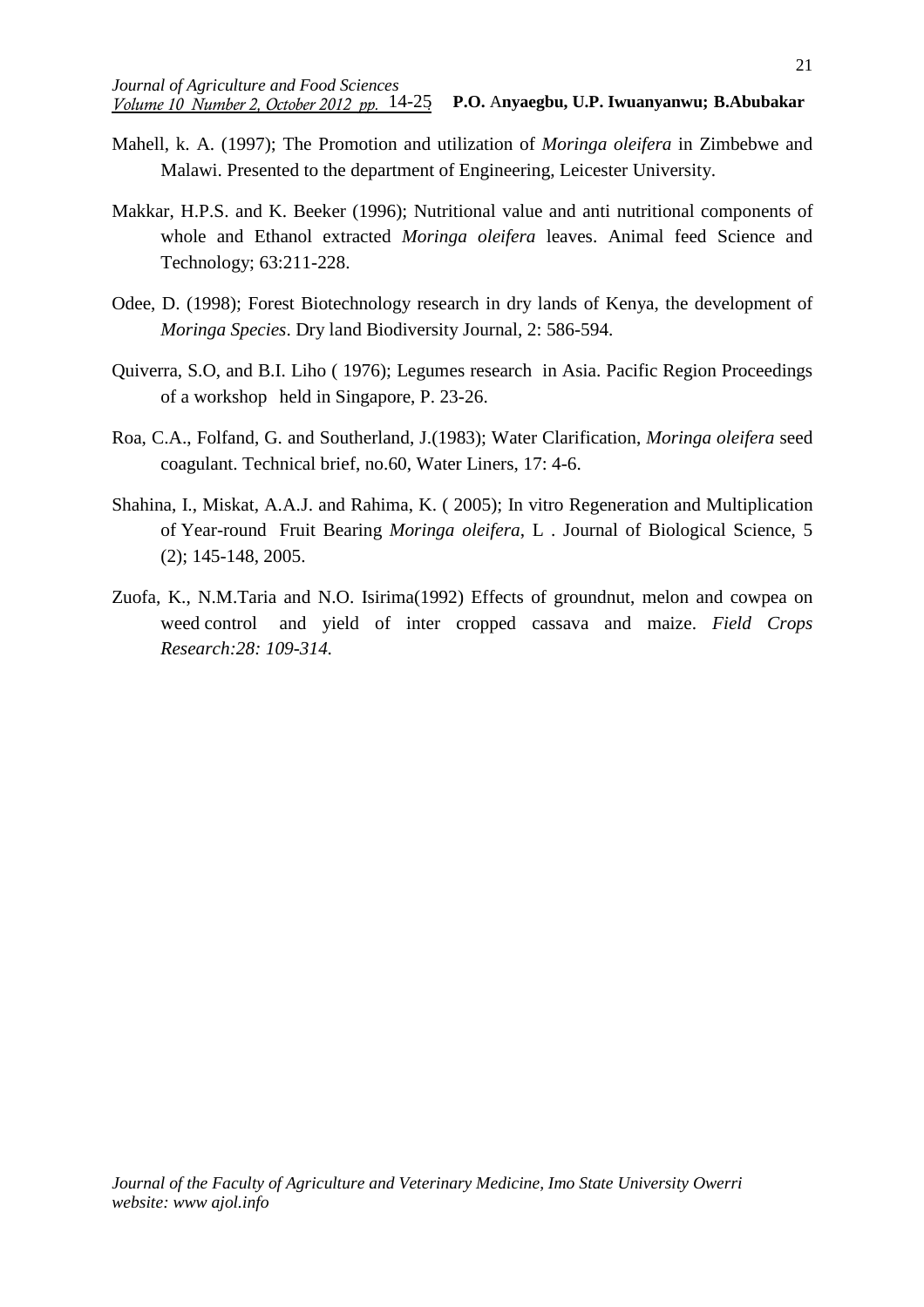Mahell, k. A. (1997); The Promotion and utilization of *Moringa oleifera* in Zimbebwe and Malawi. Presented to the department of Engineering, Leicester University.

Makkar, H.P.S. and K. Beeker (1996); Nutritional value and anti nutritional components of whole and Ethanol extracted *Moringa oleifera* leaves. Animal feed Science and Technology; 63:211-228.

Odee, D. (1998); Forest Biotechnology research in dry lands of Kenya, the development of *Moringa Species*. Dry land Biodiversity Journal, 2: 586-594.

Quiverra, S.O, and B.I. Liho ( 1976); Legumes research in Asia. Pacific Region Proceedings of a workshop held in Singapore, P. 23-26.

Roa, C.A., Folfand, G. and Southerland, J.(1983); Water Clarification, *Moringa oleifera* seed coagulant. Technical brief, no.60, Water Liners, 17: 4-6.

Shahina, I., Miskat, A.A.J. and Rahima, K. ( 2005); In vitro Regeneration and Multiplication of Year-round Fruit Bearing *Moringa oleifera*, L . Journal of Biological Science, 5 (2); 145-148, 2005.

Zuofa, K., N.M.Taria and N.O. Isirima(1992) Effects of groundnut, melon and cowpea on weed control and yield of inter cropped cassava and maize. *Field Crops Research:28: 109-314.*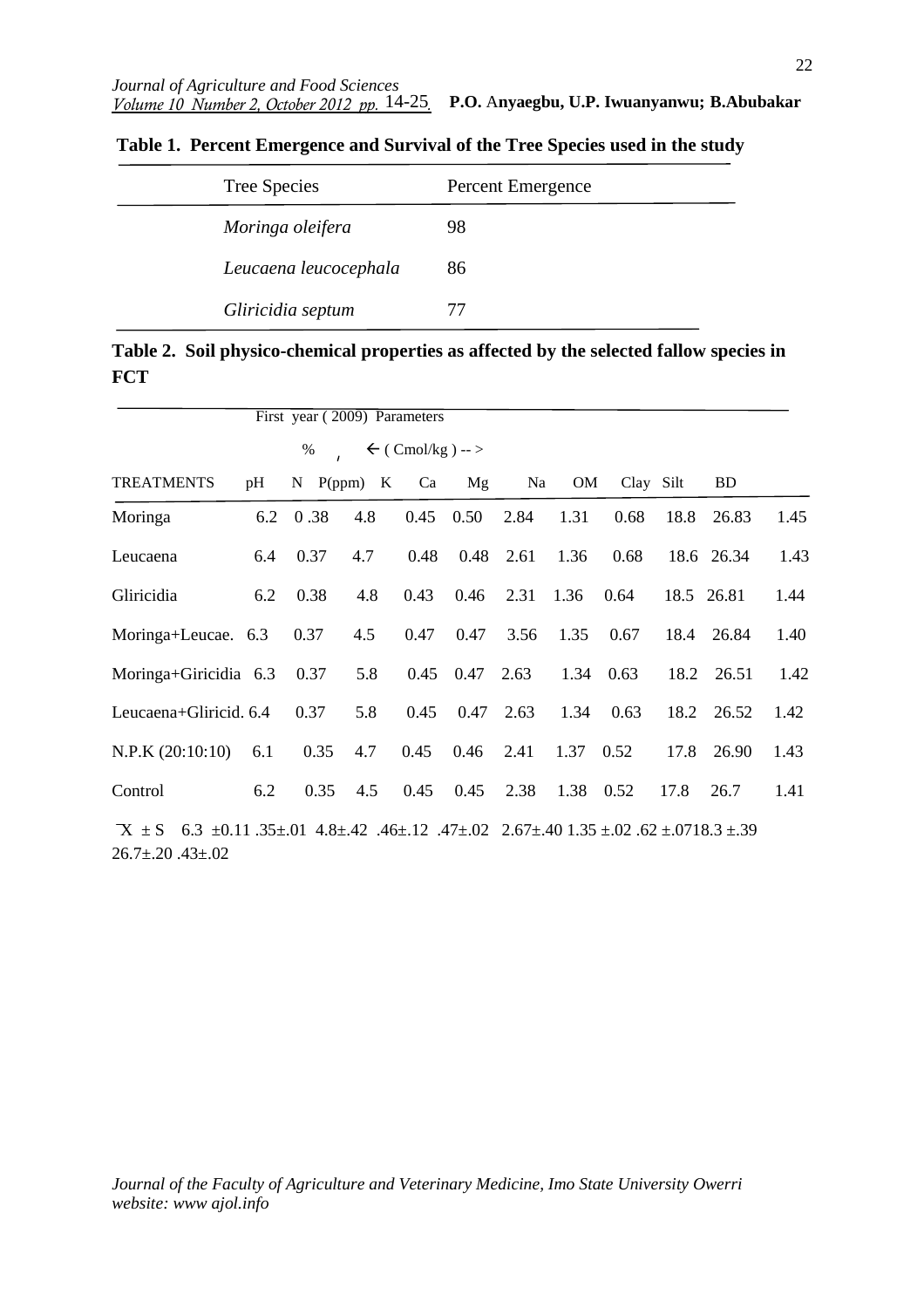**Table 1. Percent Emergence and Survival of the Tree Species used in the study**

| Tree Species | Percent Emergence |
|---|---|
| *Moringa oleifera* | 98 |
| *Leucaena leucocephala* | 86 |
| *Gliricidia septum* | 77 |

**Table 2. Soil physico-chemical properties as affected by the selected fallow species in FCT**

| | First year ( 2009) Parameters | | | | | | | | | | |
|---|---|---|---|---|---|---|---|---|---|---|---|
| | | % | | | ← ( Cmol/kg ) -- > | | | | | | |
| TREATMENTS | pH | N | P(ppm) | K | Ca | Mg | Na | OM | Clay | Silt | BD |
| Moringa | 6.2 | 0 .38 | 4.8 | 0.45 | 0.50 | 2.84 | 1.31 | 0.68 | 18.8 | 26.83 | 1.45 |
| Leucaena | 6.4 | 0.37 | 4.7 | 0.48 | 0.48 | 2.61 | 1.36 | 0.68 | 18.6 | 26.34 | 1.43 |
| Gliricidia | 6.2 | 0.38 | 4.8 | 0.43 | 0.46 | 2.31 | 1.36 | 0.64 | 18.5 | 26.81 | 1.44 |
| Moringa+Leucae. | 6.3 | 0.37 | 4.5 | 0.47 | 0.47 | 3.56 | 1.35 | 0.67 | 18.4 | 26.84 | 1.40 |
| Moringa+Giricidia | 6.3 | 0.37 | 5.8 | 0.45 | 0.47 | 2.63 | 1.34 | 0.63 | 18.2 | 26.51 | 1.42 |
| Leucaena+Gliricid. | 6.4 | 0.37 | 5.8 | 0.45 | 0.47 | 2.63 | 1.34 | 0.63 | 18.2 | 26.52 | 1.42 |
| N.P.K (20:10:10) | 6.1 | 0.35 | 4.7 | 0.45 | 0.46 | 2.41 | 1.37 | 0.52 | 17.8 | 26.90 | 1.43 |
| Control | 6.2 | 0.35 | 4.5 | 0.45 | 0.45 | 2.38 | 1.38 | 0.52 | 17.8 | 26.7 | 1.41 |
| $\bar{X} \pm S$ | 6.3 ±0.11 | .35±.01 | 4.8±.42 | .46±.12 | .47±.02 | 2.67±.40 | 1.35 ±.02 | .62 ±.07 | 18.3 ±.39 | 26.7±.20 | .43±.02 |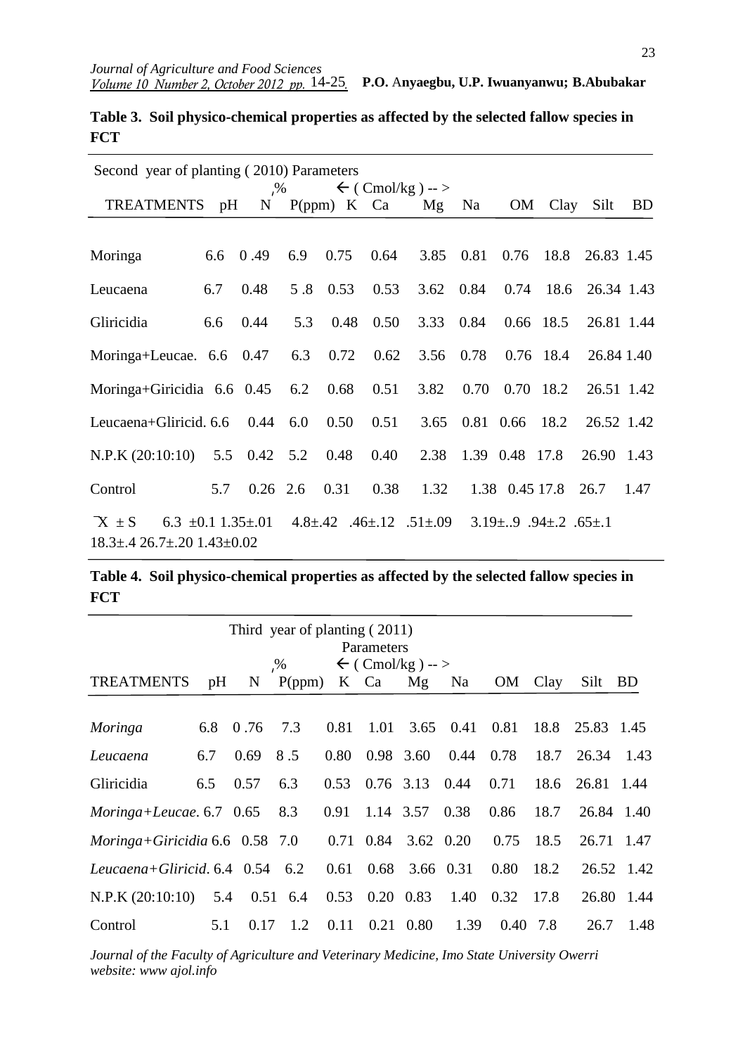**Table 3. Soil physico-chemical properties as affected by the selected fallow species in FCT**

| Second year of planting (2010) Parameters | | | | | | | | | | | |
|---|---|---|---|---|---|---|---|---|---|---|---|
| | | % | | ← (Cmol/kg) --> | | | | | | | |
| TREATMENTS | pH | N | P(ppm) | K | Ca | Mg | Na | OM | Clay | Silt | BD |
| Moringa | 6.6 | 0 .49 | 6.9 | 0.75 | 0.64 | 3.85 | 0.81 | 0.76 | 18.8 | 26.83 | 1.45 |
| Leucaena | 6.7 | 0.48 | 5 .8 | 0.53 | 0.53 | 3.62 | 0.84 | 0.74 | 18.6 | 26.34 | 1.43 |
| Gliricidia | 6.6 | 0.44 | 5.3 | 0.48 | 0.50 | 3.33 | 0.84 | 0.66 | 18.5 | 26.81 | 1.44 |
| Moringa+Leucae. | 6.6 | 0.47 | 6.3 | 0.72 | 0.62 | 3.56 | 0.78 | 0.76 | 18.4 | 26.84 | 1.40 |
| Moringa+Giricidia | 6.6 | 0.45 | 6.2 | 0.68 | 0.51 | 3.82 | 0.70 | 0.70 | 18.2 | 26.51 | 1.42 |
| Leucaena+Gliricid. | 6.6 | 0.44 | 6.0 | 0.50 | 0.51 | 3.65 | 0.81 | 0.66 | 18.2 | 26.52 | 1.42 |
| N.P.K (20:10:10) | 5.5 | 0.42 | 5.2 | 0.48 | 0.40 | 2.38 | 1.39 | 0.48 | 17.8 | 26.90 | 1.43 |
| Control | 5.7 | 0.26 | 2.6 | 0.31 | 0.38 | 1.32 | 1.38 | 0.45 | 17.8 | 26.7 | 1.47 |
| $\bar{X} \pm S$ | 6.3 ±0.1 | 1.35±.01 | 4.8±.42 | .46±.12 | .51±.09 | 3.19±..9 | .94±.2 | .65±.1 | 18.3±.4 | 26.7±.20 | 1.43±0.02 |

**Table 4. Soil physico-chemical properties as affected by the selected fallow species in FCT**

| Third year of planting (2011) Parameters | | | | | | | | | | | |
|---|---|---|---|---|---|---|---|---|---|---|---|
| | | % | | ← (Cmol/kg) --> | | | | | | | |
| TREATMENTS | pH | N | P(ppm) | K | Ca | Mg | Na | OM | Clay | Silt | BD |
| *Moringa* | 6.8 | 0 .76 | 7.3 | 0.81 | 1.01 | 3.65 | 0.41 | 0.81 | 18.8 | 25.83 | 1.45 |
| *Leucaena* | 6.7 | 0.69 | 8 .5 | 0.80 | 0.98 | 3.60 | 0.44 | 0.78 | 18.7 | 26.34 | 1.43 |
| Gliricidia | 6.5 | 0.57 | 6.3 | 0.53 | 0.76 | 3.13 | 0.44 | 0.71 | 18.6 | 26.81 | 1.44 |
| *Moringa+Leucae.* | 6.7 | 0.65 | 8.3 | 0.91 | 1.14 | 3.57 | 0.38 | 0.86 | 18.7 | 26.84 | 1.40 |
| *Moringa+Giricidia* | 6.6 | 0.58 | 7.0 | 0.71 | 0.84 | 3.62 | 0.20 | 0.75 | 18.5 | 26.71 | 1.47 |
| *Leucaena+Gliricid.* | 6.4 | 0.54 | 6.2 | 0.61 | 0.68 | 3.66 | 0.31 | 0.80 | 18.2 | 26.52 | 1.42 |
| N.P.K (20:10:10) | 5.4 | 0.51 | 6.4 | 0.53 | 0.20 | 0.83 | 1.40 | 0.32 | 17.8 | 26.80 | 1.44 |
| Control | 5.1 | 0.17 | 1.2 | 0.11 | 0.21 | 0.80 | 1.39 | 0.40 | 7.8 | 26.7 | 1.48 |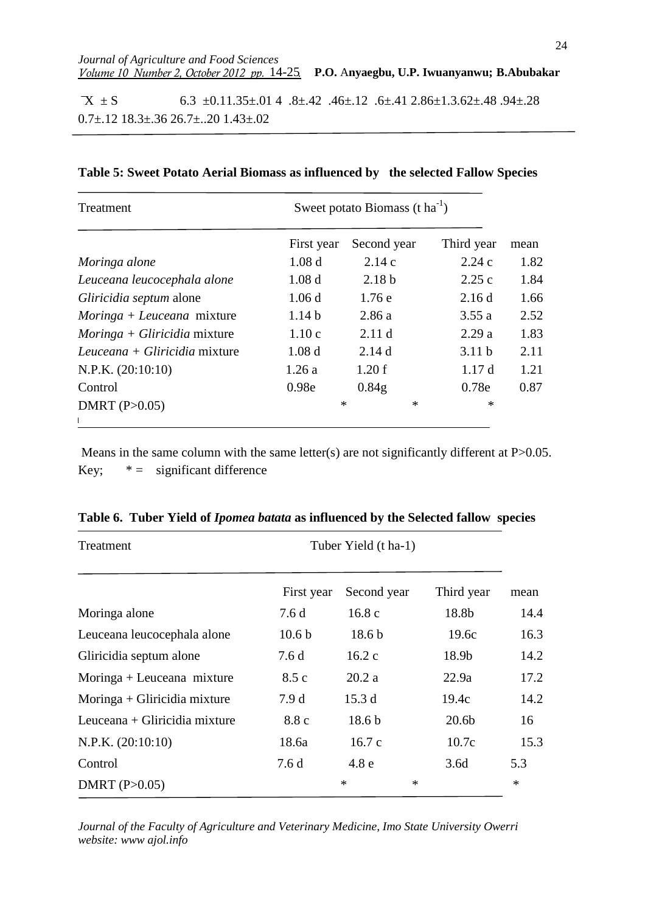$\bar{X} \pm S$ 6.3 ±0.11.35±.01 4 .8±.42 .46±.12 .6±.41 2.86±1.3.62±.48 .94±.28 0.7±.12 18.3±.36 26.7±..20 1.43±.02

**Table 5: Sweet Potato Aerial Biomass as influenced by the selected Fallow Species**

| Treatment | Sweet potato Biomass (t $ha^{-1}$) | | | |
|---|---|---|---|---|
| | First year | Second year | Third year | mean |
| *Moringa alone* | 1.08 d | 2.14 c | 2.24 c | 1.82 |
| *Leuceana leucocephala alone* | 1.08 d | 2.18 b | 2.25 c | 1.84 |
| *Gliricidia septum* alone | 1.06 d | 1.76 e | 2.16 d | 1.66 |
| *Moringa + Leuceana* mixture | 1.14 b | 2.86 a | 3.55 a | 2.52 |
| *Moringa + Gliricidia* mixture | 1.10 c | 2.11 d | 2.29 a | 1.83 |
| *Leuceana + Gliricidia* mixture | 1.08 d | 2.14 d | 3.11 b | 2.11 |
| N.P.K. (20:10:10) | 1.26 a | 1.20 f | 1.17 d | 1.21 |
| Control | 0.98e | 0.84g | 0.78e | 0.87 |
| DMRT (P>0.05) | * | * | * | |

Means in the same column with the same letter(s) are not significantly different at P>0.05.
Key; * = significant difference

**Table 6. Tuber Yield of *Ipomea batata* as influenced by the Selected fallow species**

| Treatment | Tuber Yield (t ha-1) | | | |
|---|---|---|---|---|
| | First year | Second year | Third year | mean |
| Moringa alone | 7.6 d | 16.8 c | 18.8b | 14.4 |
| Leuceana leucocephala alone | 10.6 b | 18.6 b | 19.6c | 16.3 |
| Gliricidia septum alone | 7.6 d | 16.2 c | 18.9b | 14.2 |
| Moringa + Leuceana mixture | 8.5 c | 20.2 a | 22.9a | 17.2 |
| Moringa + Gliricidia mixture | 7.9 d | 15.3 d | 19.4c | 14.2 |
| Leuceana + Gliricidia mixture | 8.8 c | 18.6 b | 20.6b | 16 |
| N.P.K. (20:10:10) | 18.6a | 16.7 c | 10.7c | 15.3 |
| Control | 7.6 d | 4.8 e | 3.6d | 5.3 |
| DMRT (P>0.05) | * | * | | * |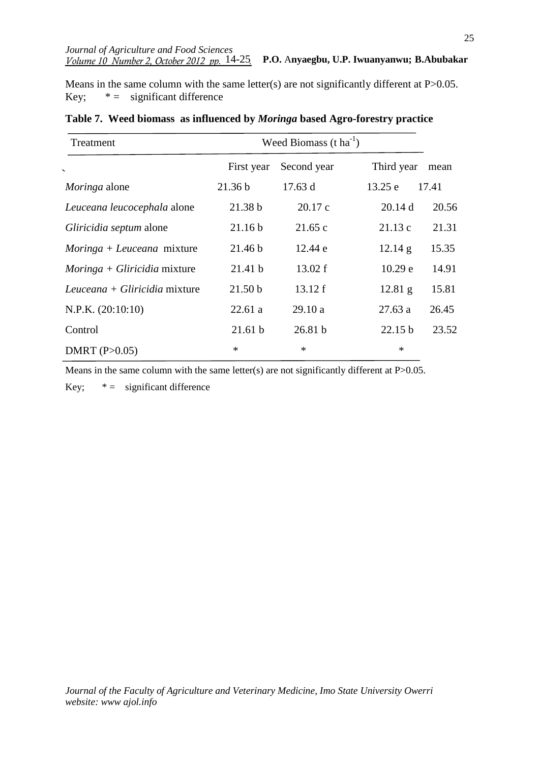Means in the same column with the same letter(s) are not significantly different at P>0.05.
Key;   * =   significant difference

**Table 7. Weed biomass as influenced by *Moringa* based Agro-forestry practice**

| Treatment | Weed Biomass (t ha$^{-1}$) | | | |
|---|---|---|---|---|
| | First year | Second year | Third year | mean |
| *Moringa* alone | 21.36 b | 17.63 d | 13.25 e | 17.41 |
| *Leuceana leucocephala* alone | 21.38 b | 20.17 c | 20.14 d | 20.56 |
| *Gliricidia septum* alone | 21.16 b | 21.65 c | 21.13 c | 21.31 |
| *Moringa* + *Leuceana* mixture | 21.46 b | 12.44 e | 12.14 g | 15.35 |
| *Moringa* + *Gliricidia* mixture | 21.41 b | 13.02 f | 10.29 e | 14.91 |
| *Leuceana* + *Gliricidia* mixture | 21.50 b | 13.12 f | 12.81 g | 15.81 |
| N.P.K. (20:10:10) | 22.61 a | 29.10 a | 27.63 a | 26.45 |
| Control | 21.61 b | 26.81 b | 22.15 b | 23.52 |
| DMRT (P>0.05) | * | * | * | |

Means in the same column with the same letter(s) are not significantly different at P>0.05.

Key;   * =   significant difference